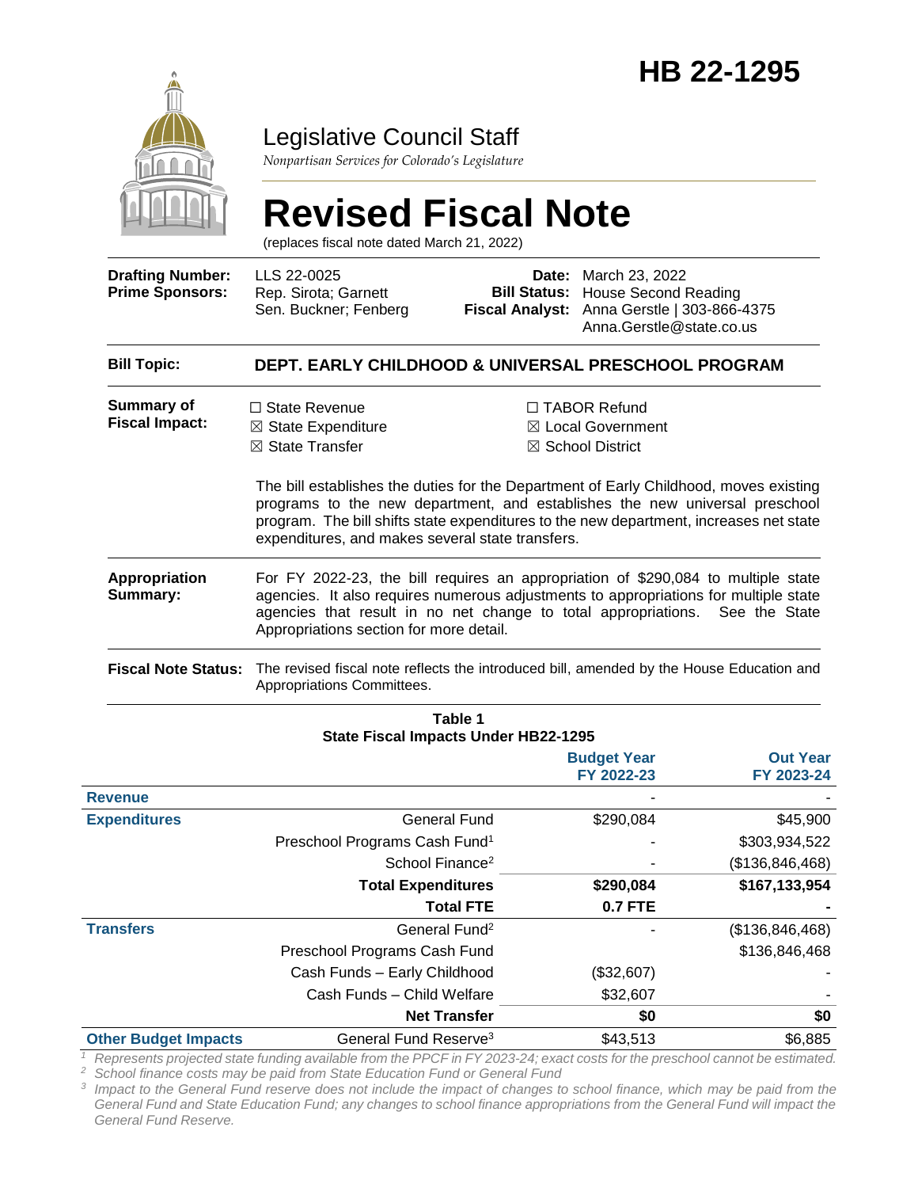# HB 22-1295

## Legislative Council Staff

*Nonpartisan Services for Colorado's Legislature*

# Revised Fiscal Note

(replaces fiscal note dated March 21, 2022)

| | | | |
|---|---|---|---|
| **Drafting Number:** | LLS 22-0025 | **Date:** | March 23, 2022 |
| **Prime Sponsors:** | Rep. Sirota; Garnett<br>Sen. Buckner; Fenberg | **Bill Status:** | House Second Reading |
| | | **Fiscal Analyst:** | Anna Gerstle \| 303-866-4375<br>Anna.Gerstle@state.co.us |

**Bill Topic:** **DEPT. EARLY CHILDHOOD & UNIVERSAL PRESCHOOL PROGRAM**

**Summary of Fiscal Impact:**

☐ State Revenue
☒ State Expenditure
☒ State Transfer
☐ TABOR Refund
☒ Local Government
☒ School District

The bill establishes the duties for the Department of Early Childhood, moves existing programs to the new department, and establishes the new universal preschool program. The bill shifts state expenditures to the new department, increases net state expenditures, and makes several state transfers.

**Appropriation Summary:** For FY 2022-23, the bill requires an appropriation of $290,084 to multiple state agencies. It also requires numerous adjustments to appropriations for multiple state agencies that result in no net change to total appropriations. See the State Appropriations section for more detail.

**Fiscal Note Status:** The revised fiscal note reflects the introduced bill, amended by the House Education and Appropriations Committees.

**Table 1**
**State Fiscal Impacts Under HB22-1295**

| | | Budget Year FY 2022-23 | Out Year FY 2023-24 |
|---|---|---|---|
| **Revenue** | | - | - |
| **Expenditures** | General Fund | $290,084 | $45,900 |
| | Preschool Programs Cash Fund[1] | - | $303,934,522 |
| | School Finance[2] | - | ($136,846,468) |
| | **Total Expenditures** | **$290,084** | **$167,133,954** |
| | **Total FTE** | **0.7 FTE** | **-** |
| **Transfers** | General Fund[2] | - | ($136,846,468) |
| | Preschool Programs Cash Fund | | $136,846,468 |
| | Cash Funds – Early Childhood | ($32,607) | - |
| | Cash Funds – Child Welfare | $32,607 | - |
| | **Net Transfer** | **$0** | **$0** |
| **Other Budget Impacts** | General Fund Reserve[3] | $43,513 | $6,885 |

*[1] Represents projected state funding available from the PPCF in FY 2023-24; exact costs for the preschool cannot be estimated.*
*[2] School finance costs may be paid from State Education Fund or General Fund*
*[3] Impact to the General Fund reserve does not include the impact of changes to school finance, which may be paid from the General Fund and State Education Fund; any changes to school finance appropriations from the General Fund will impact the General Fund Reserve.*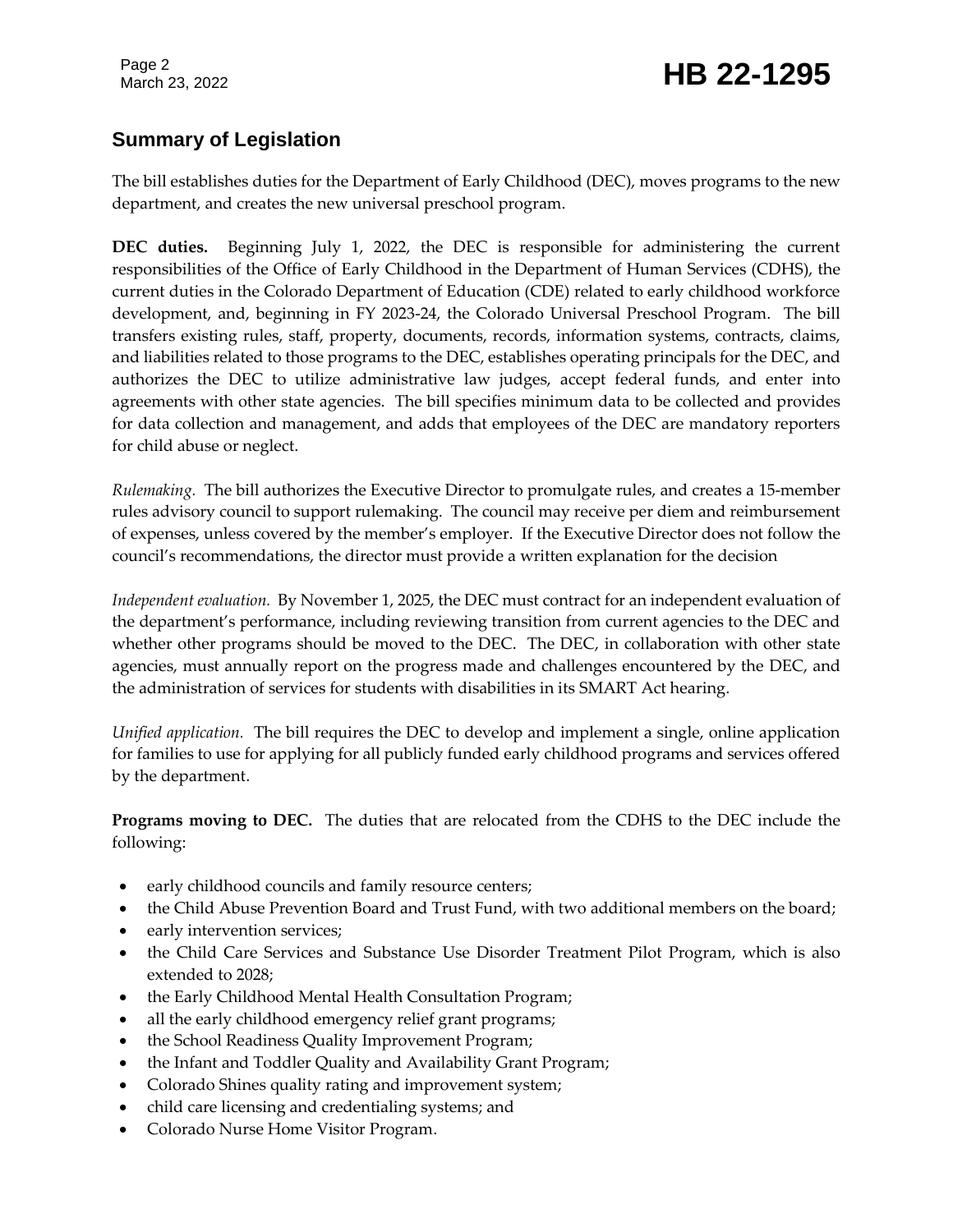## Summary of Legislation

The bill establishes duties for the Department of Early Childhood (DEC), moves programs to the new department, and creates the new universal preschool program.

**DEC duties.** Beginning July 1, 2022, the DEC is responsible for administering the current responsibilities of the Office of Early Childhood in the Department of Human Services (CDHS), the current duties in the Colorado Department of Education (CDE) related to early childhood workforce development, and, beginning in FY 2023-24, the Colorado Universal Preschool Program. The bill transfers existing rules, staff, property, documents, records, information systems, contracts, claims, and liabilities related to those programs to the DEC, establishes operating principals for the DEC, and authorizes the DEC to utilize administrative law judges, accept federal funds, and enter into agreements with other state agencies. The bill specifies minimum data to be collected and provides for data collection and management, and adds that employees of the DEC are mandatory reporters for child abuse or neglect.

*Rulemaking.* The bill authorizes the Executive Director to promulgate rules, and creates a 15-member rules advisory council to support rulemaking. The council may receive per diem and reimbursement of expenses, unless covered by the member's employer. If the Executive Director does not follow the council's recommendations, the director must provide a written explanation for the decision

*Independent evaluation.* By November 1, 2025, the DEC must contract for an independent evaluation of the department's performance, including reviewing transition from current agencies to the DEC and whether other programs should be moved to the DEC. The DEC, in collaboration with other state agencies, must annually report on the progress made and challenges encountered by the DEC, and the administration of services for students with disabilities in its SMART Act hearing.

*Unified application.* The bill requires the DEC to develop and implement a single, online application for families to use for applying for all publicly funded early childhood programs and services offered by the department.

**Programs moving to DEC.** The duties that are relocated from the CDHS to the DEC include the following:

- early childhood councils and family resource centers;
- the Child Abuse Prevention Board and Trust Fund, with two additional members on the board;
- early intervention services;
- the Child Care Services and Substance Use Disorder Treatment Pilot Program, which is also extended to 2028;
- the Early Childhood Mental Health Consultation Program;
- all the early childhood emergency relief grant programs;
- the School Readiness Quality Improvement Program;
- the Infant and Toddler Quality and Availability Grant Program;
- Colorado Shines quality rating and improvement system;
- child care licensing and credentialing systems; and
- Colorado Nurse Home Visitor Program.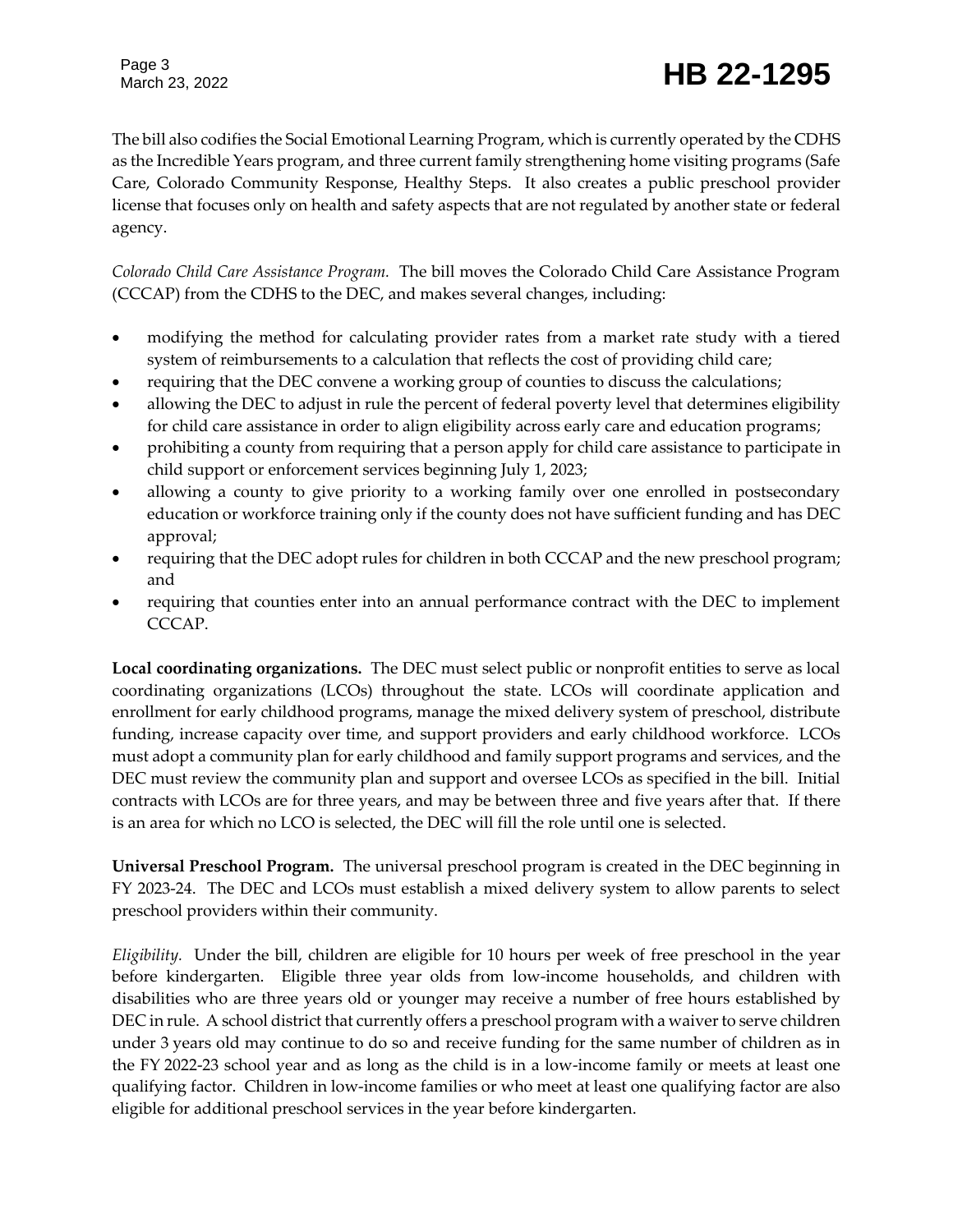The bill also codifies the Social Emotional Learning Program, which is currently operated by the CDHS as the Incredible Years program, and three current family strengthening home visiting programs (Safe Care, Colorado Community Response, Healthy Steps. It also creates a public preschool provider license that focuses only on health and safety aspects that are not regulated by another state or federal agency.

*Colorado Child Care Assistance Program.* The bill moves the Colorado Child Care Assistance Program (CCCAP) from the CDHS to the DEC, and makes several changes, including:

- modifying the method for calculating provider rates from a market rate study with a tiered system of reimbursements to a calculation that reflects the cost of providing child care;
- requiring that the DEC convene a working group of counties to discuss the calculations;
- allowing the DEC to adjust in rule the percent of federal poverty level that determines eligibility for child care assistance in order to align eligibility across early care and education programs;
- prohibiting a county from requiring that a person apply for child care assistance to participate in child support or enforcement services beginning July 1, 2023;
- allowing a county to give priority to a working family over one enrolled in postsecondary education or workforce training only if the county does not have sufficient funding and has DEC approval;
- requiring that the DEC adopt rules for children in both CCCAP and the new preschool program; and
- requiring that counties enter into an annual performance contract with the DEC to implement CCCAP.

**Local coordinating organizations.** The DEC must select public or nonprofit entities to serve as local coordinating organizations (LCOs) throughout the state. LCOs will coordinate application and enrollment for early childhood programs, manage the mixed delivery system of preschool, distribute funding, increase capacity over time, and support providers and early childhood workforce. LCOs must adopt a community plan for early childhood and family support programs and services, and the DEC must review the community plan and support and oversee LCOs as specified in the bill. Initial contracts with LCOs are for three years, and may be between three and five years after that. If there is an area for which no LCO is selected, the DEC will fill the role until one is selected.

**Universal Preschool Program.** The universal preschool program is created in the DEC beginning in FY 2023-24. The DEC and LCOs must establish a mixed delivery system to allow parents to select preschool providers within their community.

*Eligibility.* Under the bill, children are eligible for 10 hours per week of free preschool in the year before kindergarten. Eligible three year olds from low-income households, and children with disabilities who are three years old or younger may receive a number of free hours established by DEC in rule. A school district that currently offers a preschool program with a waiver to serve children under 3 years old may continue to do so and receive funding for the same number of children as in the FY 2022-23 school year and as long as the child is in a low-income family or meets at least one qualifying factor. Children in low-income families or who meet at least one qualifying factor are also eligible for additional preschool services in the year before kindergarten.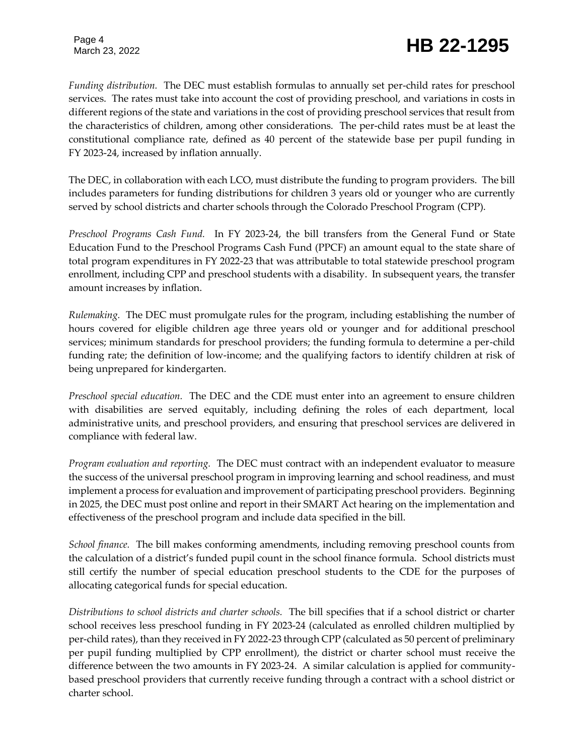*Funding distribution.* The DEC must establish formulas to annually set per-child rates for preschool services. The rates must take into account the cost of providing preschool, and variations in costs in different regions of the state and variations in the cost of providing preschool services that result from the characteristics of children, among other considerations. The per-child rates must be at least the constitutional compliance rate, defined as 40 percent of the statewide base per pupil funding in FY 2023-24, increased by inflation annually.

The DEC, in collaboration with each LCO, must distribute the funding to program providers. The bill includes parameters for funding distributions for children 3 years old or younger who are currently served by school districts and charter schools through the Colorado Preschool Program (CPP).

*Preschool Programs Cash Fund.* In FY 2023-24, the bill transfers from the General Fund or State Education Fund to the Preschool Programs Cash Fund (PPCF) an amount equal to the state share of total program expenditures in FY 2022-23 that was attributable to total statewide preschool program enrollment, including CPP and preschool students with a disability. In subsequent years, the transfer amount increases by inflation.

*Rulemaking.* The DEC must promulgate rules for the program, including establishing the number of hours covered for eligible children age three years old or younger and for additional preschool services; minimum standards for preschool providers; the funding formula to determine a per-child funding rate; the definition of low-income; and the qualifying factors to identify children at risk of being unprepared for kindergarten.

*Preschool special education.* The DEC and the CDE must enter into an agreement to ensure children with disabilities are served equitably, including defining the roles of each department, local administrative units, and preschool providers, and ensuring that preschool services are delivered in compliance with federal law.

*Program evaluation and reporting.* The DEC must contract with an independent evaluator to measure the success of the universal preschool program in improving learning and school readiness, and must implement a process for evaluation and improvement of participating preschool providers. Beginning in 2025, the DEC must post online and report in their SMART Act hearing on the implementation and effectiveness of the preschool program and include data specified in the bill.

*School finance.* The bill makes conforming amendments, including removing preschool counts from the calculation of a district's funded pupil count in the school finance formula. School districts must still certify the number of special education preschool students to the CDE for the purposes of allocating categorical funds for special education.

*Distributions to school districts and charter schools.* The bill specifies that if a school district or charter school receives less preschool funding in FY 2023-24 (calculated as enrolled children multiplied by per-child rates), than they received in FY 2022-23 through CPP (calculated as 50 percent of preliminary per pupil funding multiplied by CPP enrollment), the district or charter school must receive the difference between the two amounts in FY 2023-24. A similar calculation is applied for community-based preschool providers that currently receive funding through a contract with a school district or charter school.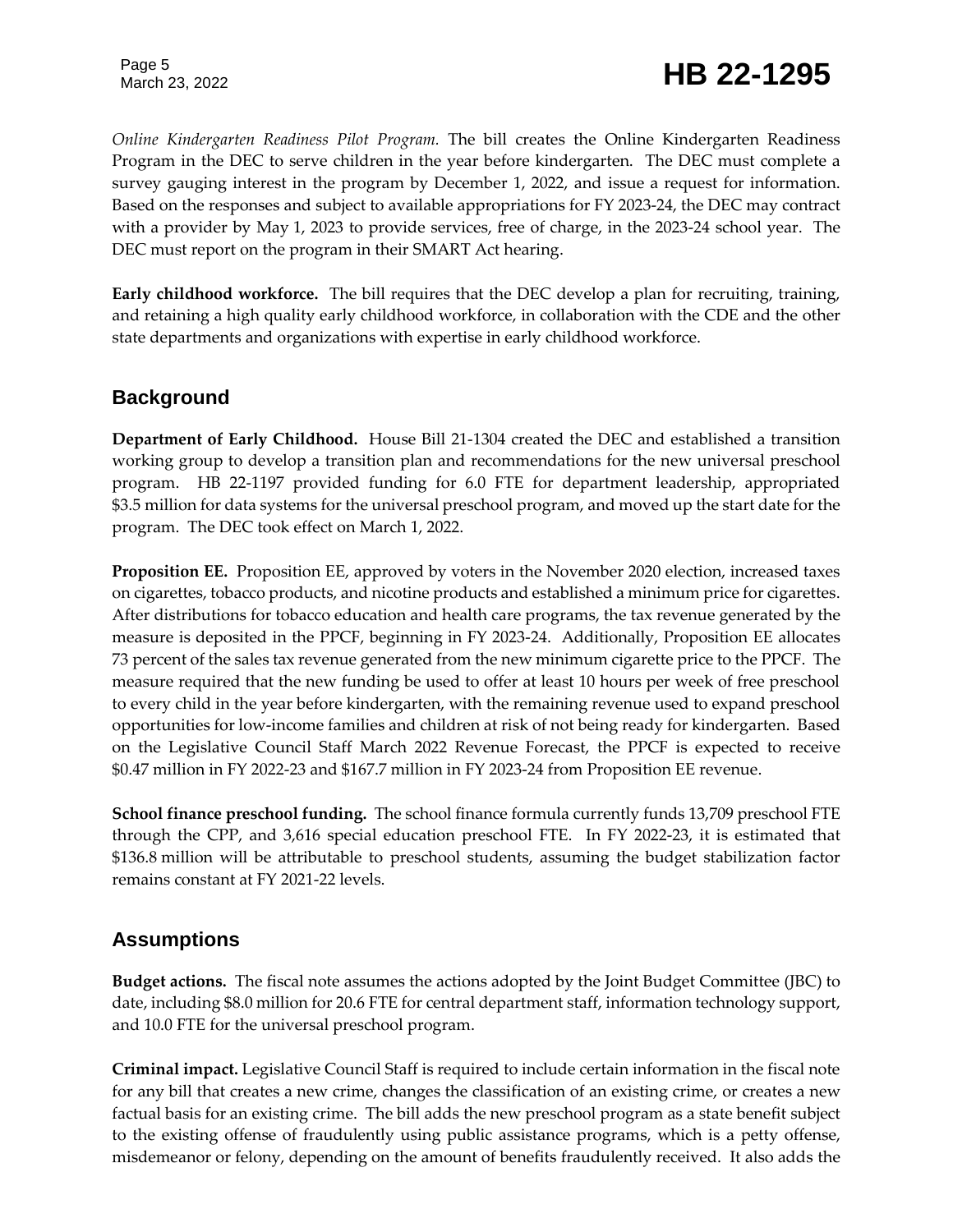*Online Kindergarten Readiness Pilot Program.* The bill creates the Online Kindergarten Readiness Program in the DEC to serve children in the year before kindergarten. The DEC must complete a survey gauging interest in the program by December 1, 2022, and issue a request for information. Based on the responses and subject to available appropriations for FY 2023-24, the DEC may contract with a provider by May 1, 2023 to provide services, free of charge, in the 2023-24 school year. The DEC must report on the program in their SMART Act hearing.

**Early childhood workforce.** The bill requires that the DEC develop a plan for recruiting, training, and retaining a high quality early childhood workforce, in collaboration with the CDE and the other state departments and organizations with expertise in early childhood workforce.

## Background

**Department of Early Childhood.** House Bill 21-1304 created the DEC and established a transition working group to develop a transition plan and recommendations for the new universal preschool program. HB 22-1197 provided funding for 6.0 FTE for department leadership, appropriated $3.5 million for data systems for the universal preschool program, and moved up the start date for the program. The DEC took effect on March 1, 2022.

**Proposition EE.** Proposition EE, approved by voters in the November 2020 election, increased taxes on cigarettes, tobacco products, and nicotine products and established a minimum price for cigarettes. After distributions for tobacco education and health care programs, the tax revenue generated by the measure is deposited in the PPCF, beginning in FY 2023-24. Additionally, Proposition EE allocates 73 percent of the sales tax revenue generated from the new minimum cigarette price to the PPCF. The measure required that the new funding be used to offer at least 10 hours per week of free preschool to every child in the year before kindergarten, with the remaining revenue used to expand preschool opportunities for low-income families and children at risk of not being ready for kindergarten. Based on the Legislative Council Staff March 2022 Revenue Forecast, the PPCF is expected to receive $0.47 million in FY 2022-23 and $167.7 million in FY 2023-24 from Proposition EE revenue.

**School finance preschool funding.** The school finance formula currently funds 13,709 preschool FTE through the CPP, and 3,616 special education preschool FTE. In FY 2022-23, it is estimated that $136.8 million will be attributable to preschool students, assuming the budget stabilization factor remains constant at FY 2021-22 levels.

## Assumptions

**Budget actions.** The fiscal note assumes the actions adopted by the Joint Budget Committee (JBC) to date, including $8.0 million for 20.6 FTE for central department staff, information technology support, and 10.0 FTE for the universal preschool program.

**Criminal impact.** Legislative Council Staff is required to include certain information in the fiscal note for any bill that creates a new crime, changes the classification of an existing crime, or creates a new factual basis for an existing crime. The bill adds the new preschool program as a state benefit subject to the existing offense of fraudulently using public assistance programs, which is a petty offense, misdemeanor or felony, depending on the amount of benefits fraudulently received. It also adds the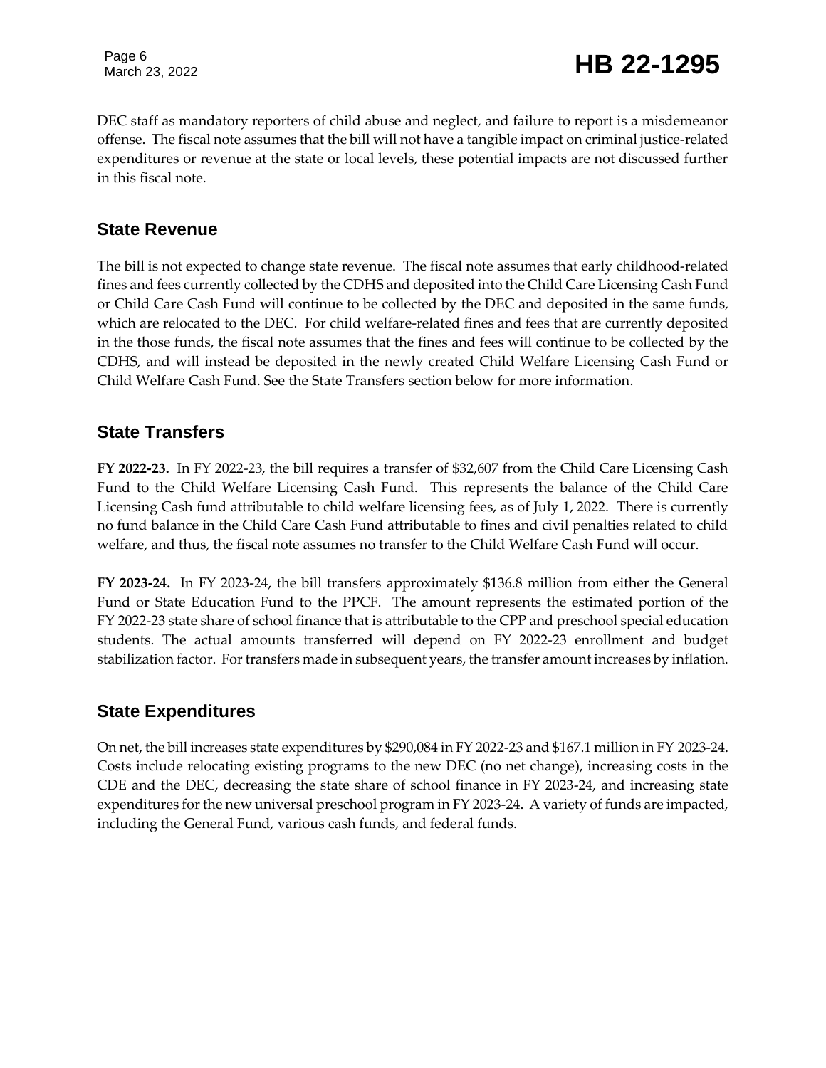DEC staff as mandatory reporters of child abuse and neglect, and failure to report is a misdemeanor offense. The fiscal note assumes that the bill will not have a tangible impact on criminal justice-related expenditures or revenue at the state or local levels, these potential impacts are not discussed further in this fiscal note.

## State Revenue

The bill is not expected to change state revenue. The fiscal note assumes that early childhood-related fines and fees currently collected by the CDHS and deposited into the Child Care Licensing Cash Fund or Child Care Cash Fund will continue to be collected by the DEC and deposited in the same funds, which are relocated to the DEC. For child welfare-related fines and fees that are currently deposited in the those funds, the fiscal note assumes that the fines and fees will continue to be collected by the CDHS, and will instead be deposited in the newly created Child Welfare Licensing Cash Fund or Child Welfare Cash Fund. See the State Transfers section below for more information.

## State Transfers

**FY 2022-23.** In FY 2022-23, the bill requires a transfer of $32,607 from the Child Care Licensing Cash Fund to the Child Welfare Licensing Cash Fund. This represents the balance of the Child Care Licensing Cash fund attributable to child welfare licensing fees, as of July 1, 2022. There is currently no fund balance in the Child Care Cash Fund attributable to fines and civil penalties related to child welfare, and thus, the fiscal note assumes no transfer to the Child Welfare Cash Fund will occur.

**FY 2023-24.** In FY 2023-24, the bill transfers approximately $136.8 million from either the General Fund or State Education Fund to the PPCF. The amount represents the estimated portion of the FY 2022-23 state share of school finance that is attributable to the CPP and preschool special education students. The actual amounts transferred will depend on FY 2022-23 enrollment and budget stabilization factor. For transfers made in subsequent years, the transfer amount increases by inflation.

## State Expenditures

On net, the bill increases state expenditures by $290,084 in FY 2022-23 and $167.1 million in FY 2023-24. Costs include relocating existing programs to the new DEC (no net change), increasing costs in the CDE and the DEC, decreasing the state share of school finance in FY 2023-24, and increasing state expenditures for the new universal preschool program in FY 2023-24. A variety of funds are impacted, including the General Fund, various cash funds, and federal funds.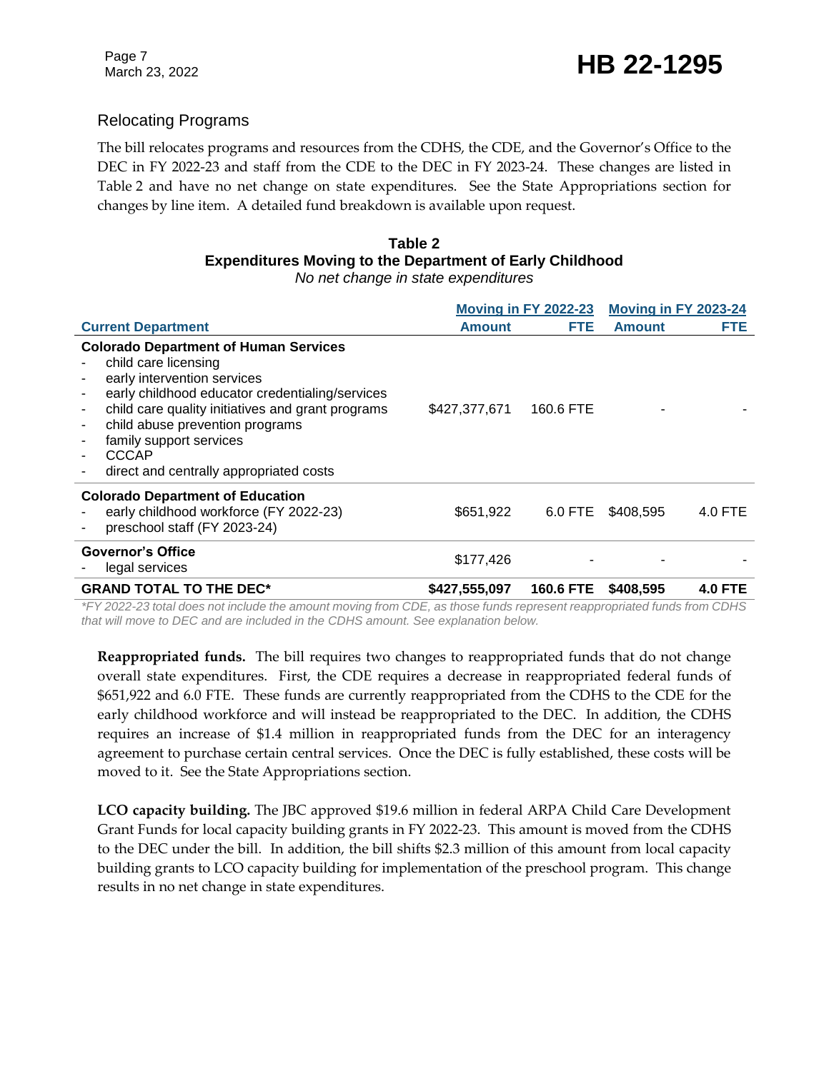## Relocating Programs

The bill relocates programs and resources from the CDHS, the CDE, and the Governor's Office to the DEC in FY 2022-23 and staff from the CDE to the DEC in FY 2023-24. These changes are listed in Table 2 and have no net change on state expenditures. See the State Appropriations section for changes by line item. A detailed fund breakdown is available upon request.

**Table 2**
**Expenditures Moving to the Department of Early Childhood**
*No net change in state expenditures*

| | Moving in FY 2022-23 | | Moving in FY 2023-24 | |
|---|---|---|---|---|
| **Current Department** | **Amount** | **FTE** | **Amount** | **FTE** |
| **Colorado Department of Human Services**<br>- child care licensing<br>- early intervention services<br>- early childhood educator credentialing/services<br>- child care quality initiatives and grant programs<br>- child abuse prevention programs<br>- family support services<br>- CCCAP<br>- direct and centrally appropriated costs | $427,377,671 | 160.6 FTE | - | - |
| **Colorado Department of Education**<br>- early childhood workforce (FY 2022-23)<br>- preschool staff (FY 2023-24) | $651,922 | 6.0 FTE | $408,595 | 4.0 FTE |
| **Governor's Office**<br>- legal services | $177,426 | - | - | - |
| **GRAND TOTAL TO THE DEC*** | **$427,555,097** | **160.6 FTE** | **$408,595** | **4.0 FTE** |

*\*FY 2022-23 total does not include the amount moving from CDE, as those funds represent reappropriated funds from CDHS that will move to DEC and are included in the CDHS amount. See explanation below.*

**Reappropriated funds.** The bill requires two changes to reappropriated funds that do not change overall state expenditures. First, the CDE requires a decrease in reappropriated federal funds of $651,922 and 6.0 FTE. These funds are currently reappropriated from the CDHS to the CDE for the early childhood workforce and will instead be reappropriated to the DEC. In addition, the CDHS requires an increase of $1.4 million in reappropriated funds from the DEC for an interagency agreement to purchase certain central services. Once the DEC is fully established, these costs will be moved to it. See the State Appropriations section.

**LCO capacity building.** The JBC approved $19.6 million in federal ARPA Child Care Development Grant Funds for local capacity building grants in FY 2022-23. This amount is moved from the CDHS to the DEC under the bill. In addition, the bill shifts $2.3 million of this amount from local capacity building grants to LCO capacity building for implementation of the preschool program. This change results in no net change in state expenditures.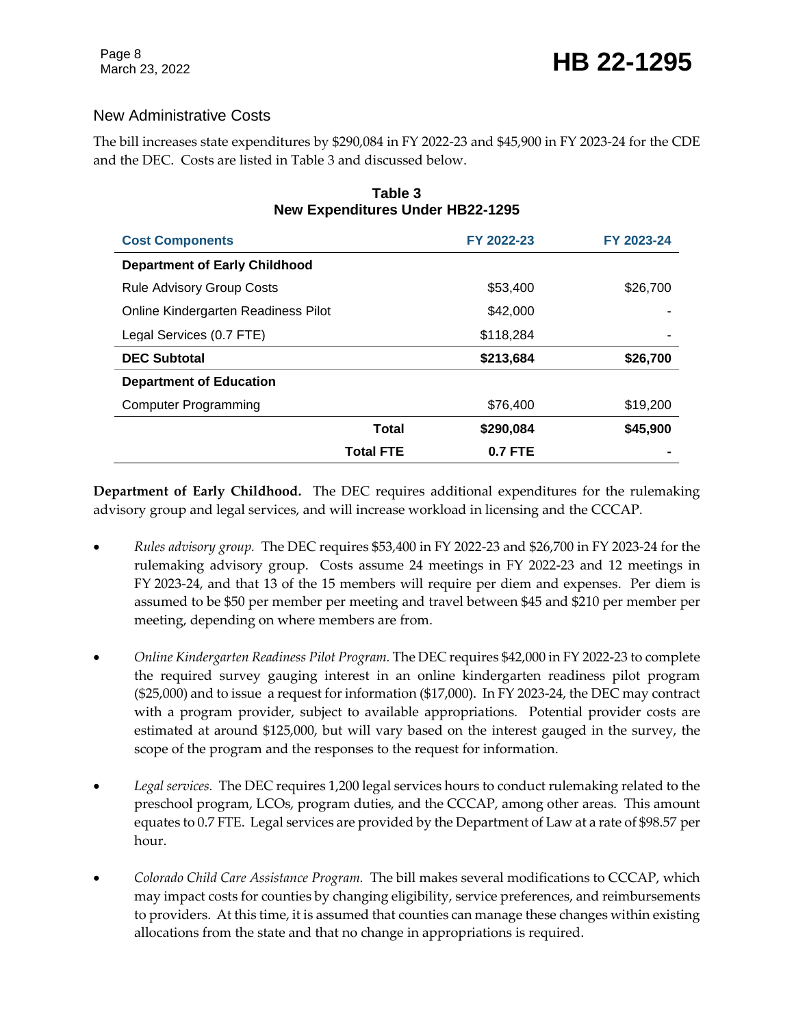## New Administrative Costs

The bill increases state expenditures by $290,084 in FY 2022-23 and $45,900 in FY 2023-24 for the CDE and the DEC. Costs are listed in Table 3 and discussed below.

**Table 3**
**New Expenditures Under HB22-1295**

| Cost Components | FY 2022-23 | FY 2023-24 |
|---|---|---|
| **Department of Early Childhood** | | |
| Rule Advisory Group Costs | $53,400 | $26,700 |
| Online Kindergarten Readiness Pilot | $42,000 | - |
| Legal Services (0.7 FTE) | $118,284 | - |
| **DEC Subtotal** | **$213,684** | **$26,700** |
| **Department of Education** | | |
| Computer Programming | $76,400 | $19,200 |
| **Total** | **$290,084** | **$45,900** |
| **Total FTE** | **0.7 FTE** | **-** |

**Department of Early Childhood.** The DEC requires additional expenditures for the rulemaking advisory group and legal services, and will increase workload in licensing and the CCCAP.

- *Rules advisory group.* The DEC requires $53,400 in FY 2022-23 and $26,700 in FY 2023-24 for the rulemaking advisory group. Costs assume 24 meetings in FY 2022-23 and 12 meetings in FY 2023-24, and that 13 of the 15 members will require per diem and expenses. Per diem is assumed to be $50 per member per meeting and travel between $45 and $210 per member per meeting, depending on where members are from.

- *Online Kindergarten Readiness Pilot Program.* The DEC requires $42,000 in FY 2022-23 to complete the required survey gauging interest in an online kindergarten readiness pilot program ($25,000) and to issue a request for information ($17,000). In FY 2023-24, the DEC may contract with a program provider, subject to available appropriations. Potential provider costs are estimated at around $125,000, but will vary based on the interest gauged in the survey, the scope of the program and the responses to the request for information.

- *Legal services.* The DEC requires 1,200 legal services hours to conduct rulemaking related to the preschool program, LCOs, program duties, and the CCCAP, among other areas. This amount equates to 0.7 FTE. Legal services are provided by the Department of Law at a rate of $98.57 per hour.

- *Colorado Child Care Assistance Program.* The bill makes several modifications to CCCAP, which may impact costs for counties by changing eligibility, service preferences, and reimbursements to providers. At this time, it is assumed that counties can manage these changes within existing allocations from the state and that no change in appropriations is required.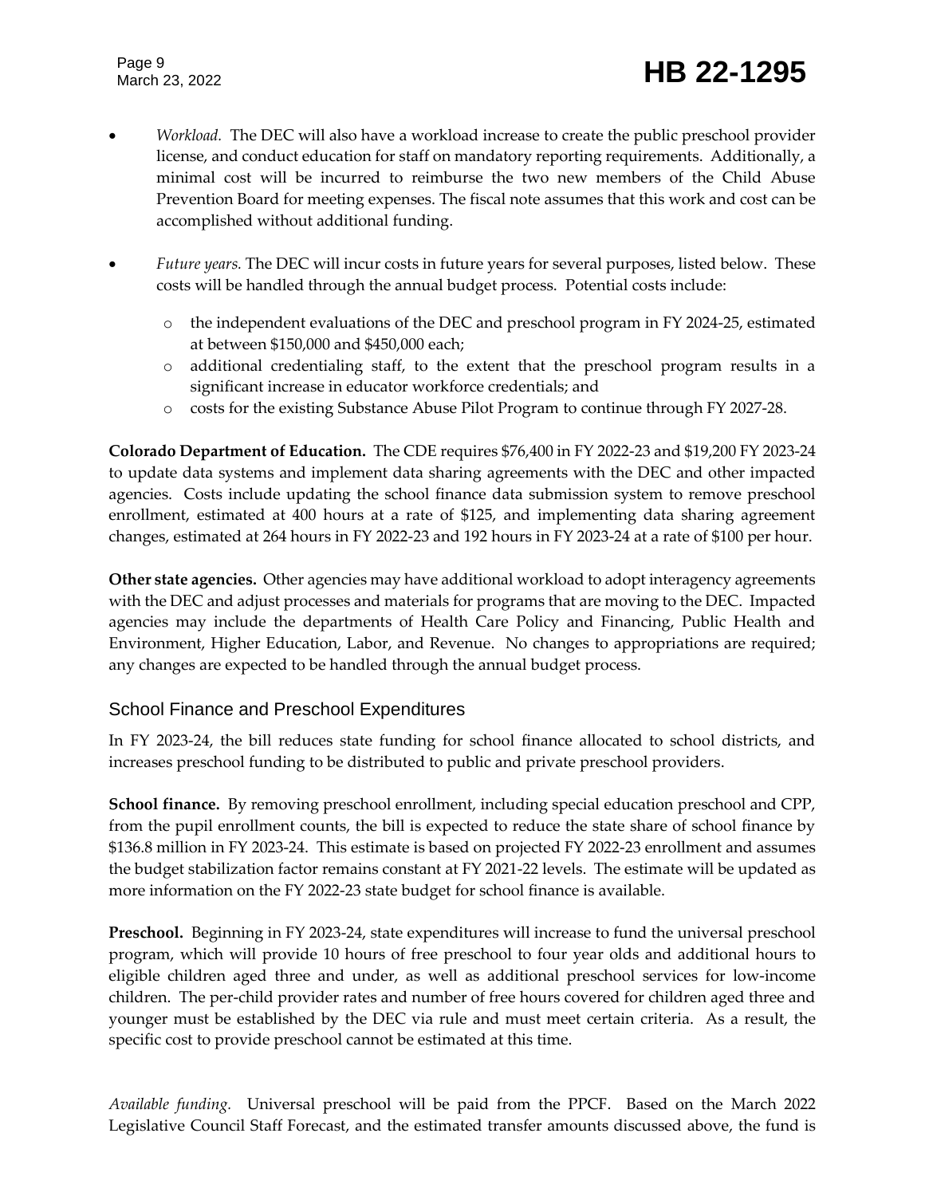- *Workload.* The DEC will also have a workload increase to create the public preschool provider license, and conduct education for staff on mandatory reporting requirements. Additionally, a minimal cost will be incurred to reimburse the two new members of the Child Abuse Prevention Board for meeting expenses. The fiscal note assumes that this work and cost can be accomplished without additional funding.

- *Future years.* The DEC will incur costs in future years for several purposes, listed below. These costs will be handled through the annual budget process. Potential costs include:
  - the independent evaluations of the DEC and preschool program in FY 2024-25, estimated at between $150,000 and $450,000 each;
  - additional credentialing staff, to the extent that the preschool program results in a significant increase in educator workforce credentials; and
  - costs for the existing Substance Abuse Pilot Program to continue through FY 2027-28.

**Colorado Department of Education.** The CDE requires $76,400 in FY 2022-23 and $19,200 FY 2023-24 to update data systems and implement data sharing agreements with the DEC and other impacted agencies. Costs include updating the school finance data submission system to remove preschool enrollment, estimated at 400 hours at a rate of $125, and implementing data sharing agreement changes, estimated at 264 hours in FY 2022-23 and 192 hours in FY 2023-24 at a rate of $100 per hour.

**Other state agencies.** Other agencies may have additional workload to adopt interagency agreements with the DEC and adjust processes and materials for programs that are moving to the DEC. Impacted agencies may include the departments of Health Care Policy and Financing, Public Health and Environment, Higher Education, Labor, and Revenue. No changes to appropriations are required; any changes are expected to be handled through the annual budget process.

## School Finance and Preschool Expenditures

In FY 2023-24, the bill reduces state funding for school finance allocated to school districts, and increases preschool funding to be distributed to public and private preschool providers.

**School finance.** By removing preschool enrollment, including special education preschool and CPP, from the pupil enrollment counts, the bill is expected to reduce the state share of school finance by $136.8 million in FY 2023-24. This estimate is based on projected FY 2022-23 enrollment and assumes the budget stabilization factor remains constant at FY 2021-22 levels. The estimate will be updated as more information on the FY 2022-23 state budget for school finance is available.

**Preschool.** Beginning in FY 2023-24, state expenditures will increase to fund the universal preschool program, which will provide 10 hours of free preschool to four year olds and additional hours to eligible children aged three and under, as well as additional preschool services for low-income children. The per-child provider rates and number of free hours covered for children aged three and younger must be established by the DEC via rule and must meet certain criteria. As a result, the specific cost to provide preschool cannot be estimated at this time.

*Available funding.* Universal preschool will be paid from the PPCF. Based on the March 2022 Legislative Council Staff Forecast, and the estimated transfer amounts discussed above, the fund is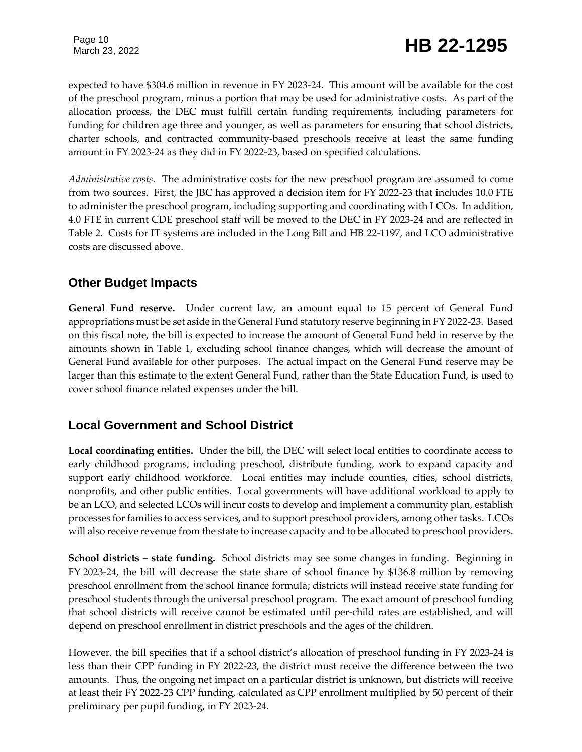expected to have $304.6 million in revenue in FY 2023-24. This amount will be available for the cost of the preschool program, minus a portion that may be used for administrative costs. As part of the allocation process, the DEC must fulfill certain funding requirements, including parameters for funding for children age three and younger, as well as parameters for ensuring that school districts, charter schools, and contracted community-based preschools receive at least the same funding amount in FY 2023-24 as they did in FY 2022-23, based on specified calculations.

*Administrative costs.* The administrative costs for the new preschool program are assumed to come from two sources. First, the JBC has approved a decision item for FY 2022-23 that includes 10.0 FTE to administer the preschool program, including supporting and coordinating with LCOs. In addition, 4.0 FTE in current CDE preschool staff will be moved to the DEC in FY 2023-24 and are reflected in Table 2. Costs for IT systems are included in the Long Bill and HB 22-1197, and LCO administrative costs are discussed above.

## Other Budget Impacts

**General Fund reserve.** Under current law, an amount equal to 15 percent of General Fund appropriations must be set aside in the General Fund statutory reserve beginning in FY 2022-23. Based on this fiscal note, the bill is expected to increase the amount of General Fund held in reserve by the amounts shown in Table 1, excluding school finance changes, which will decrease the amount of General Fund available for other purposes. The actual impact on the General Fund reserve may be larger than this estimate to the extent General Fund, rather than the State Education Fund, is used to cover school finance related expenses under the bill.

## Local Government and School District

**Local coordinating entities.** Under the bill, the DEC will select local entities to coordinate access to early childhood programs, including preschool, distribute funding, work to expand capacity and support early childhood workforce. Local entities may include counties, cities, school districts, nonprofits, and other public entities. Local governments will have additional workload to apply to be an LCO, and selected LCOs will incur costs to develop and implement a community plan, establish processes for families to access services, and to support preschool providers, among other tasks. LCOs will also receive revenue from the state to increase capacity and to be allocated to preschool providers.

**School districts – state funding.** School districts may see some changes in funding. Beginning in FY 2023-24, the bill will decrease the state share of school finance by $136.8 million by removing preschool enrollment from the school finance formula; districts will instead receive state funding for preschool students through the universal preschool program. The exact amount of preschool funding that school districts will receive cannot be estimated until per-child rates are established, and will depend on preschool enrollment in district preschools and the ages of the children.

However, the bill specifies that if a school district's allocation of preschool funding in FY 2023-24 is less than their CPP funding in FY 2022-23, the district must receive the difference between the two amounts. Thus, the ongoing net impact on a particular district is unknown, but districts will receive at least their FY 2022-23 CPP funding, calculated as CPP enrollment multiplied by 50 percent of their preliminary per pupil funding, in FY 2023-24.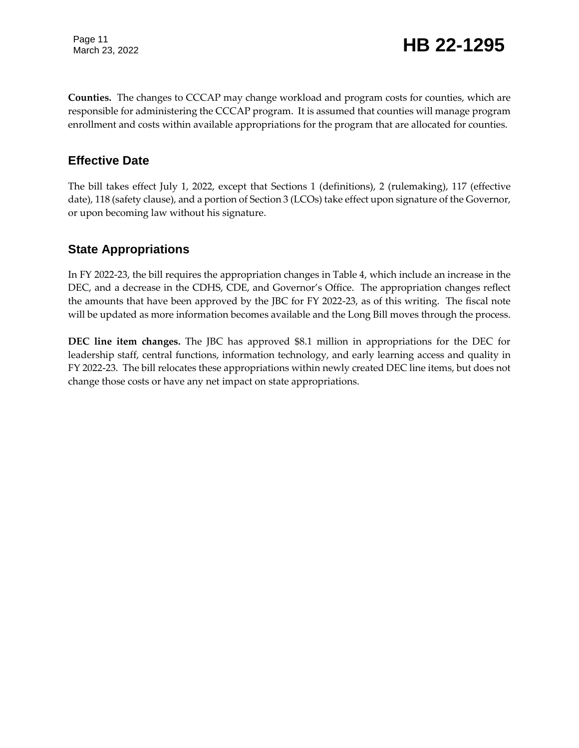**Counties.** The changes to CCCAP may change workload and program costs for counties, which are responsible for administering the CCCAP program. It is assumed that counties will manage program enrollment and costs within available appropriations for the program that are allocated for counties.

## Effective Date

The bill takes effect July 1, 2022, except that Sections 1 (definitions), 2 (rulemaking), 117 (effective date), 118 (safety clause), and a portion of Section 3 (LCOs) take effect upon signature of the Governor, or upon becoming law without his signature.

## State Appropriations

In FY 2022-23, the bill requires the appropriation changes in Table 4, which include an increase in the DEC, and a decrease in the CDHS, CDE, and Governor's Office. The appropriation changes reflect the amounts that have been approved by the JBC for FY 2022-23, as of this writing. The fiscal note will be updated as more information becomes available and the Long Bill moves through the process.

**DEC line item changes.** The JBC has approved $8.1 million in appropriations for the DEC for leadership staff, central functions, information technology, and early learning access and quality in FY 2022-23. The bill relocates these appropriations within newly created DEC line items, but does not change those costs or have any net impact on state appropriations.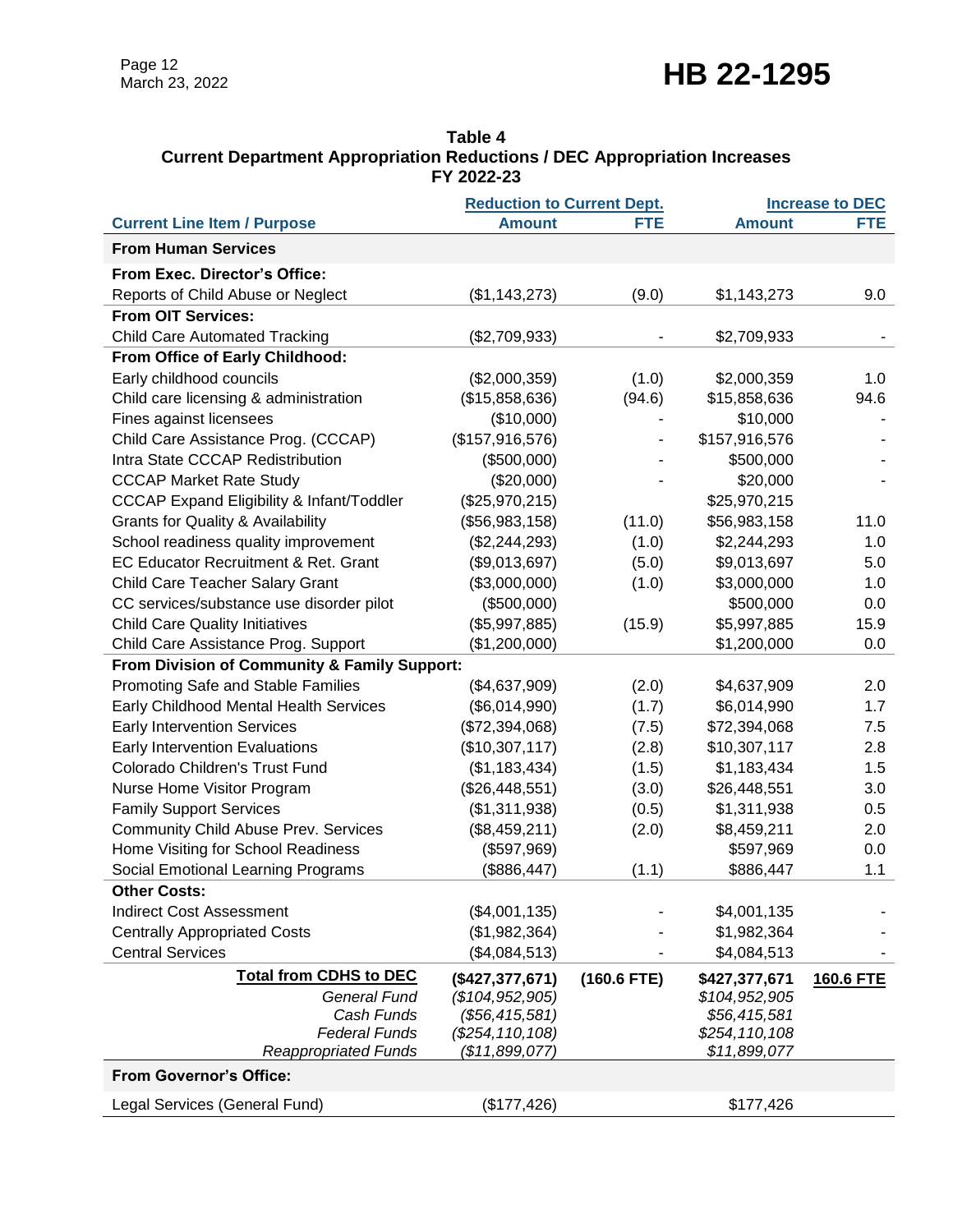**Table 4**
**Current Department Appropriation Reductions / DEC Appropriation Increases**
**FY 2022-23**

| | Reduction to Current Dept. | | Increase to DEC | |
|---|---|---|---|---|
| **Current Line Item / Purpose** | **Amount** | **FTE** | **Amount** | **FTE** |
| **From Human Services** | | | | |
| **From Exec. Director's Office:** | | | | |
| Reports of Child Abuse or Neglect | ($1,143,273) | (9.0) | $1,143,273 | 9.0 |
| **From OIT Services:** | | | | |
| Child Care Automated Tracking | ($2,709,933) | - | $2,709,933 | - |
| **From Office of Early Childhood:** | | | | |
| Early childhood councils | ($2,000,359) | (1.0) | $2,000,359 | 1.0 |
| Child care licensing & administration | ($15,858,636) | (94.6) | $15,858,636 | 94.6 |
| Fines against licensees | ($10,000) | - | $10,000 | - |
| Child Care Assistance Prog. (CCCAP) | ($157,916,576) | - | $157,916,576 | - |
| Intra State CCCAP Redistribution | ($500,000) | - | $500,000 | - |
| CCCAP Market Rate Study | ($20,000) | - | $20,000 | - |
| CCCAP Expand Eligibility & Infant/Toddler | ($25,970,215) | | $25,970,215 | |
| Grants for Quality & Availability | ($56,983,158) | (11.0) | $56,983,158 | 11.0 |
| School readiness quality improvement | ($2,244,293) | (1.0) | $2,244,293 | 1.0 |
| EC Educator Recruitment & Ret. Grant | ($9,013,697) | (5.0) | $9,013,697 | 5.0 |
| Child Care Teacher Salary Grant | ($3,000,000) | (1.0) | $3,000,000 | 1.0 |
| CC services/substance use disorder pilot | ($500,000) | | $500,000 | 0.0 |
| Child Care Quality Initiatives | ($5,997,885) | (15.9) | $5,997,885 | 15.9 |
| Child Care Assistance Prog. Support | ($1,200,000) | | $1,200,000 | 0.0 |
| **From Division of Community & Family Support:** | | | | |
| Promoting Safe and Stable Families | ($4,637,909) | (2.0) | $4,637,909 | 2.0 |
| Early Childhood Mental Health Services | ($6,014,990) | (1.7) | $6,014,990 | 1.7 |
| Early Intervention Services | ($72,394,068) | (7.5) | $72,394,068 | 7.5 |
| Early Intervention Evaluations | ($10,307,117) | (2.8) | $10,307,117 | 2.8 |
| Colorado Children's Trust Fund | ($1,183,434) | (1.5) | $1,183,434 | 1.5 |
| Nurse Home Visitor Program | ($26,448,551) | (3.0) | $26,448,551 | 3.0 |
| Family Support Services | ($1,311,938) | (0.5) | $1,311,938 | 0.5 |
| Community Child Abuse Prev. Services | ($8,459,211) | (2.0) | $8,459,211 | 2.0 |
| Home Visiting for School Readiness | ($597,969) | | $597,969 | 0.0 |
| Social Emotional Learning Programs | ($886,447) | (1.1) | $886,447 | 1.1 |
| **Other Costs:** | | | | |
| Indirect Cost Assessment | ($4,001,135) | - | $4,001,135 | - |
| Centrally Appropriated Costs | ($1,982,364) | - | $1,982,364 | - |
| Central Services | ($4,084,513) | - | $4,084,513 | - |
| **Total from CDHS to DEC** | **($427,377,671)** | **(160.6 FTE)** | **$427,377,671** | **160.6 FTE** |
| *General Fund* | *($104,952,905)* | | *$104,952,905* | |
| *Cash Funds* | *($56,415,581)* | | *$56,415,581* | |
| *Federal Funds* | *($254,110,108)* | | *$254,110,108* | |
| *Reappropriated Funds* | *($11,899,077)* | | *$11,899,077* | |
| **From Governor's Office:** | | | | |
| Legal Services (General Fund) | ($177,426) | | $177,426 | |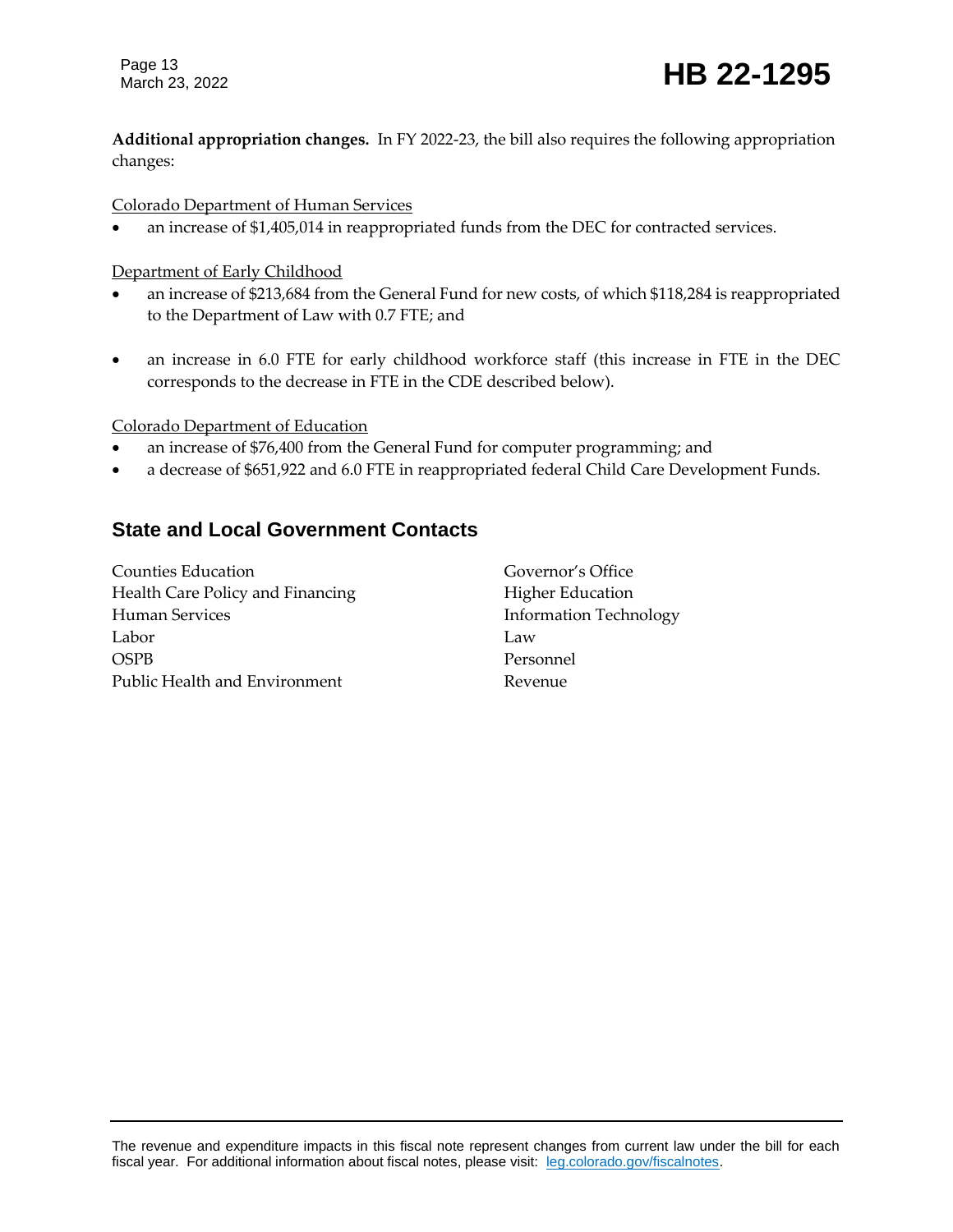**Additional appropriation changes.** In FY 2022-23, the bill also requires the following appropriation changes:

Colorado Department of Human Services

- an increase of $1,405,014 in reappropriated funds from the DEC for contracted services.

Department of Early Childhood

- an increase of $213,684 from the General Fund for new costs, of which $118,284 is reappropriated to the Department of Law with 0.7 FTE; and
- an increase in 6.0 FTE for early childhood workforce staff (this increase in FTE in the DEC corresponds to the decrease in FTE in the CDE described below).

Colorado Department of Education

- an increase of $76,400 from the General Fund for computer programming; and
- a decrease of $651,922 and 6.0 FTE in reappropriated federal Child Care Development Funds.

## State and Local Government Contacts

Counties Education
Governor's Office
Health Care Policy and Financing
Higher Education
Human Services
Information Technology
Labor
Law
OSPB
Personnel
Public Health and Environment
Revenue

The revenue and expenditure impacts in this fiscal note represent changes from current law under the bill for each fiscal year. For additional information about fiscal notes, please visit: leg.colorado.gov/fiscalnotes.